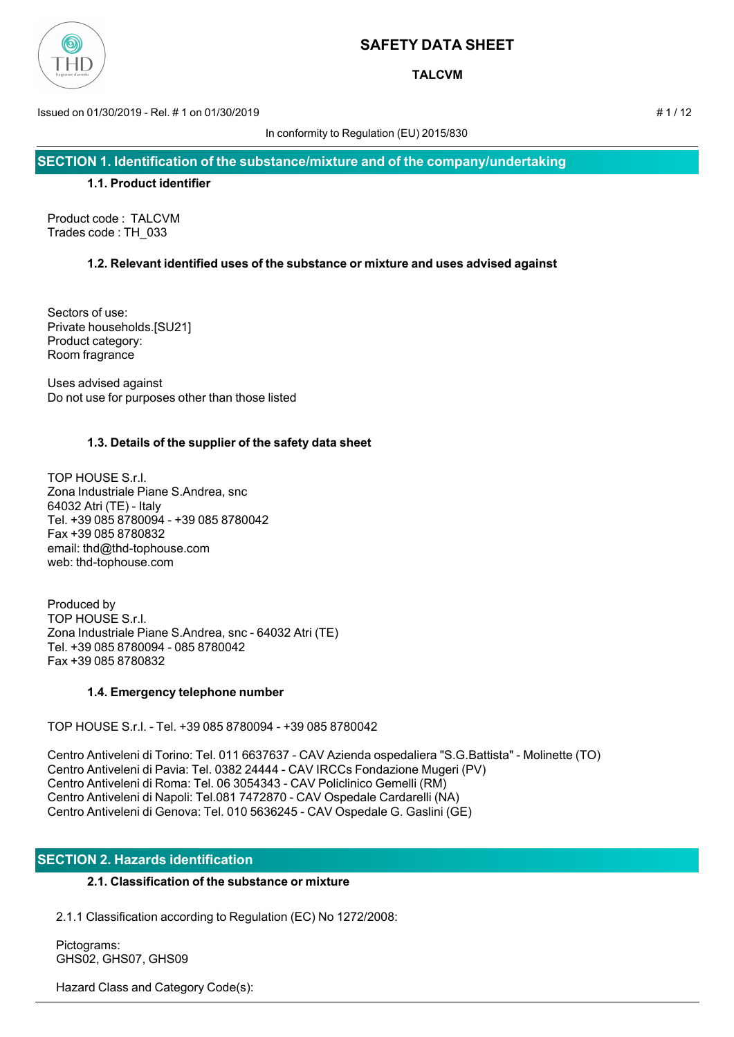# SAFETY DATA SHEET

**TALCVM**

Issued on 01/30/2019 - Rel. # 1 on 01/30/2019

In conformity to Regulation (EU) 2015/830

## SECTION 1. Identification of the substance/mixture and of the company/undertaking

### 1.1. Product identifier

Product code : TALCVM
Trades code : TH_033

### 1.2. Relevant identified uses of the substance or mixture and uses advised against

Sectors of use:
Private households.[SU21]
Product category:
Room fragrance

Uses advised against
Do not use for purposes other than those listed

### 1.3. Details of the supplier of the safety data sheet

TOP HOUSE S.r.l.
Zona Industriale Piane S.Andrea, snc
64032 Atri (TE) - Italy
Tel. +39 085 8780094 - +39 085 8780042
Fax +39 085 8780832
email: thd@thd-tophouse.com
web: thd-tophouse.com

Produced by
TOP HOUSE S.r.l.
Zona Industriale Piane S.Andrea, snc - 64032 Atri (TE)
Tel. +39 085 8780094 - 085 8780042
Fax +39 085 8780832

### 1.4. Emergency telephone number

TOP HOUSE S.r.l. - Tel. +39 085 8780094 - +39 085 8780042

Centro Antiveleni di Torino: Tel. 011 6637637 - CAV Azienda ospedaliera "S.G.Battista" - Molinette (TO)
Centro Antiveleni di Pavia: Tel. 0382 24444 - CAV IRCCs Fondazione Mugeri (PV)
Centro Antiveleni di Roma: Tel. 06 3054343 - CAV Policlinico Gemelli (RM)
Centro Antiveleni di Napoli: Tel.081 7472870 - CAV Ospedale Cardarelli (NA)
Centro Antiveleni di Genova: Tel. 010 5636245 - CAV Ospedale G. Gaslini (GE)

## SECTION 2. Hazards identification

### 2.1. Classification of the substance or mixture

2.1.1 Classification according to Regulation (EC) No 1272/2008:

Pictograms:
GHS02, GHS07, GHS09

Hazard Class and Category Code(s):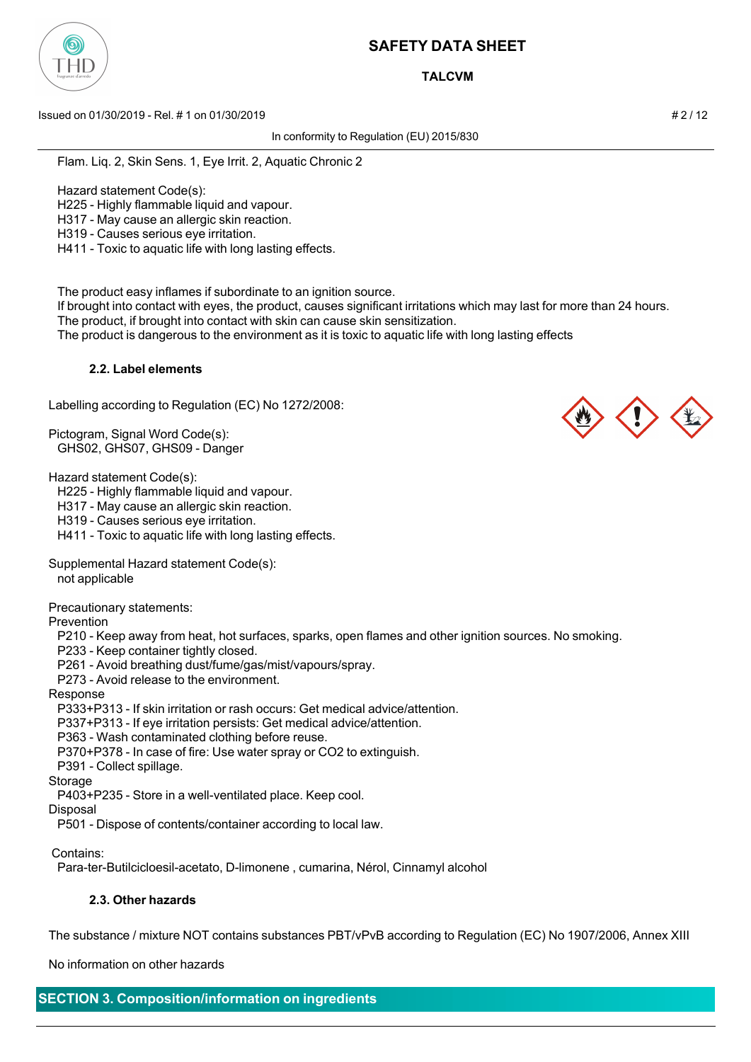Flam. Liq. 2, Skin Sens. 1, Eye Irrit. 2, Aquatic Chronic 2

Hazard statement Code(s):
H225 - Highly flammable liquid and vapour.
H317 - May cause an allergic skin reaction.
H319 - Causes serious eye irritation.
H411 - Toxic to aquatic life with long lasting effects.

The product easy inflames if subordinate to an ignition source.
If brought into contact with eyes, the product, causes significant irritations which may last for more than 24 hours.
The product, if brought into contact with skin can cause skin sensitization.
The product is dangerous to the environment as it is toxic to aquatic life with long lasting effects

### 2.2. Label elements

Labelling according to Regulation (EC) No 1272/2008:

Pictogram, Signal Word Code(s):
GHS02, GHS07, GHS09 - Danger

Hazard statement Code(s):
H225 - Highly flammable liquid and vapour.
H317 - May cause an allergic skin reaction.
H319 - Causes serious eye irritation.
H411 - Toxic to aquatic life with long lasting effects.

Supplemental Hazard statement Code(s):
not applicable

Precautionary statements:
Prevention
P210 - Keep away from heat, hot surfaces, sparks, open flames and other ignition sources. No smoking.
P233 - Keep container tightly closed.
P261 - Avoid breathing dust/fume/gas/mist/vapours/spray.
P273 - Avoid release to the environment.
Response
P333+P313 - If skin irritation or rash occurs: Get medical advice/attention.
P337+P313 - If eye irritation persists: Get medical advice/attention.
P363 - Wash contaminated clothing before reuse.
P370+P378 - In case of fire: Use water spray or CO2 to extinguish.
P391 - Collect spillage.
Storage
P403+P235 - Store in a well-ventilated place. Keep cool.
Disposal
P501 - Dispose of contents/container according to local law.

Contains:
Para-ter-Butilcicloesil-acetato, D-limonene , cumarina, Nérol, Cinnamyl alcohol

### 2.3. Other hazards

The substance / mixture NOT contains substances PBT/vPvB according to Regulation (EC) No 1907/2006, Annex XIII

No information on other hazards

## SECTION 3. Composition/information on ingredients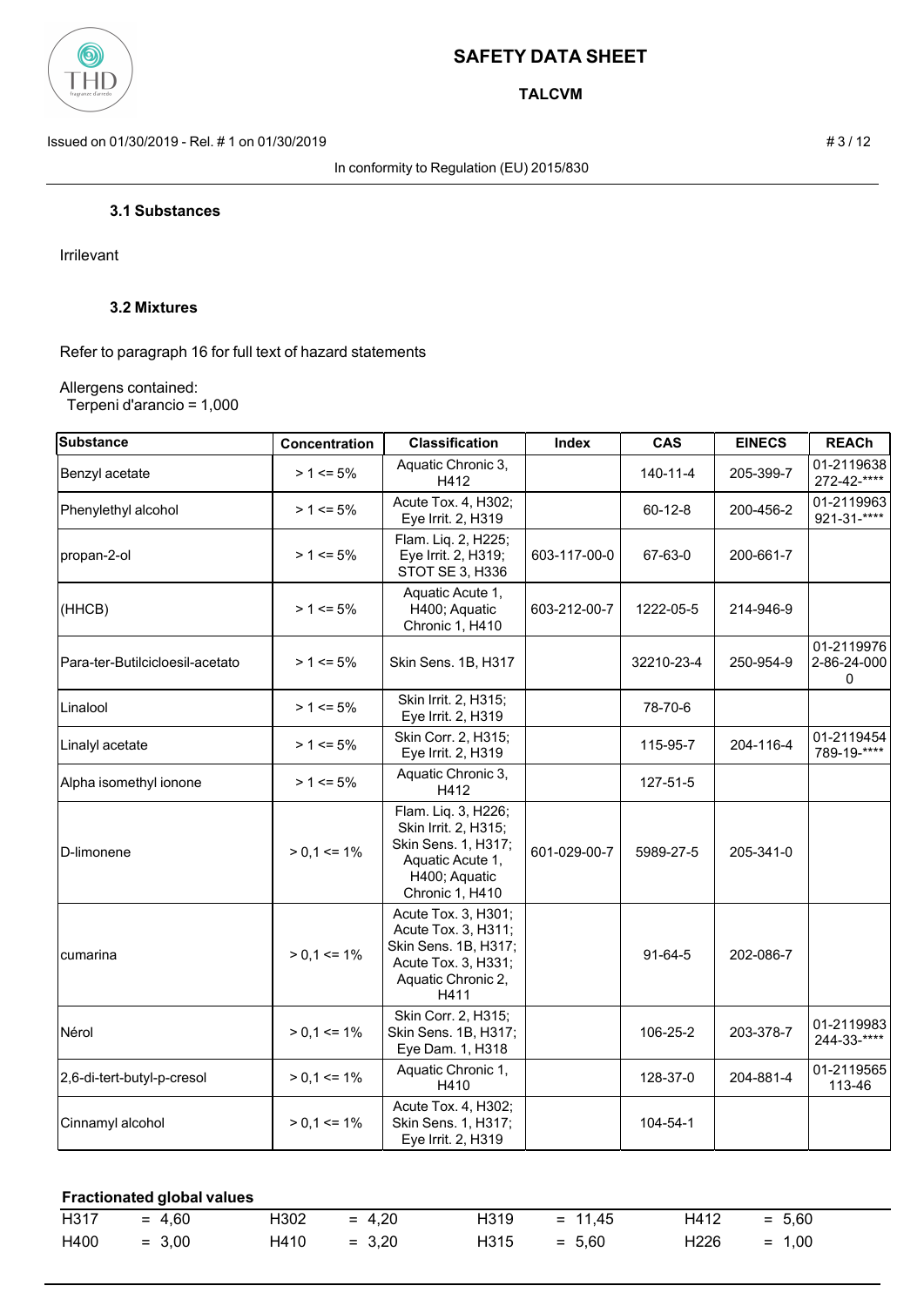### 3.1 Substances

Irrilevant

### 3.2 Mixtures

Refer to paragraph 16 for full text of hazard statements

Allergens contained:
Terpeni d'arancio = 1,000

| Substance | Concentration | Classification | Index | CAS | EINECS | REACh |
|---|---|---|---|---|---|---|
| Benzyl acetate | > 1 <= 5% | Aquatic Chronic 3, H412 | | 140-11-4 | 205-399-7 | 01-2119638272-42-**** |
| Phenylethyl alcohol | > 1 <= 5% | Acute Tox. 4, H302; Eye Irrit. 2, H319 | | 60-12-8 | 200-456-2 | 01-2119963921-31-**** |
| propan-2-ol | > 1 <= 5% | Flam. Liq. 2, H225; Eye Irrit. 2, H319; STOT SE 3, H336 | 603-117-00-0 | 67-63-0 | 200-661-7 | |
| (HHCB) | > 1 <= 5% | Aquatic Acute 1, H400; Aquatic Chronic 1, H410 | 603-212-00-7 | 1222-05-5 | 214-946-9 | |
| Para-ter-Butilcicloesil-acetato | > 1 <= 5% | Skin Sens. 1B, H317 | | 32210-23-4 | 250-954-9 | 01-21199762-86-24-0000 |
| Linalool | > 1 <= 5% | Skin Irrit. 2, H315; Eye Irrit. 2, H319 | | 78-70-6 | | |
| Linalyl acetate | > 1 <= 5% | Skin Corr. 2, H315; Eye Irrit. 2, H319 | | 115-95-7 | 204-116-4 | 01-2119454789-19-**** |
| Alpha isomethyl ionone | > 1 <= 5% | Aquatic Chronic 3, H412 | | 127-51-5 | | |
| D-limonene | > 0,1 <= 1% | Flam. Liq. 3, H226; Skin Irrit. 2, H315; Skin Sens. 1, H317; Aquatic Acute 1, H400; Aquatic Chronic 1, H410 | 601-029-00-7 | 5989-27-5 | 205-341-0 | |
| cumarina | > 0,1 <= 1% | Acute Tox. 3, H301; Acute Tox. 3, H311; Skin Sens. 1B, H317; Acute Tox. 3, H331; Aquatic Chronic 2, H411 | | 91-64-5 | 202-086-7 | |
| Nérol | > 0,1 <= 1% | Skin Corr. 2, H315; Skin Sens. 1B, H317; Eye Dam. 1, H318 | | 106-25-2 | 203-378-7 | 01-2119983244-33-**** |
| 2,6-di-tert-butyl-p-cresol | > 0,1 <= 1% | Aquatic Chronic 1, H410 | | 128-37-0 | 204-881-4 | 01-2119565113-46 |
| Cinnamyl alcohol | > 0,1 <= 1% | Acute Tox. 4, H302; Skin Sens. 1, H317; Eye Irrit. 2, H319 | | 104-54-1 | | |

**Fractionated global values**

| | | | | | | | |
|---|---|---|---|---|---|---|---|
| H317 | = 4,60 | H302 | = 4,20 | H319 | = 11,45 | H412 | = 5,60 |
| H400 | = 3,00 | H410 | = 3,20 | H315 | = 5,60 | H226 | = 1,00 |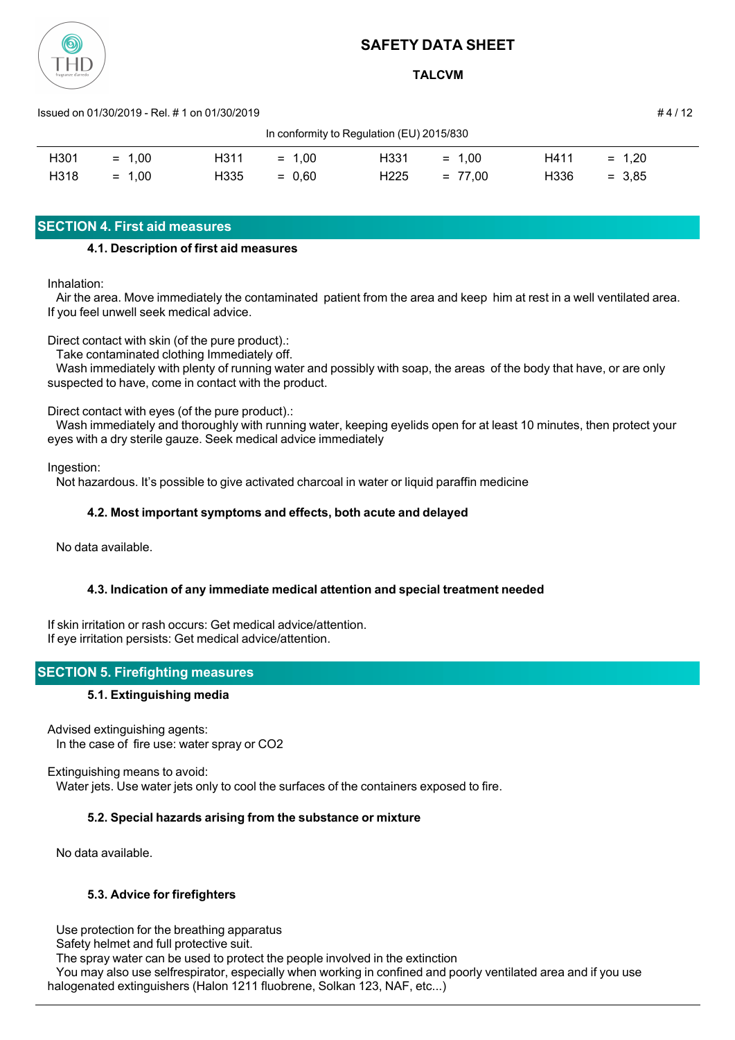| H301 | = 1,00 | H311 | = 1,00 | H331 | = 1,00 | H411 | = 1,20 |
|---|---|---|---|---|---|---|---|
| H318 | = 1,00 | H335 | = 0,60 | H225 | = 77,00 | H336 | = 3,85 |

## SECTION 4. First aid measures

### 4.1. Description of first aid measures

Inhalation:
Air the area. Move immediately the contaminated patient from the area and keep him at rest in a well ventilated area. If you feel unwell seek medical advice.

Direct contact with skin (of the pure product).:
Take contaminated clothing Immediately off.
Wash immediately with plenty of running water and possibly with soap, the areas of the body that have, or are only suspected to have, come in contact with the product.

Direct contact with eyes (of the pure product).:
Wash immediately and thoroughly with running water, keeping eyelids open for at least 10 minutes, then protect your eyes with a dry sterile gauze. Seek medical advice immediately

Ingestion:
Not hazardous. It's possible to give activated charcoal in water or liquid paraffin medicine

### 4.2. Most important symptoms and effects, both acute and delayed

No data available.

### 4.3. Indication of any immediate medical attention and special treatment needed

If skin irritation or rash occurs: Get medical advice/attention.
If eye irritation persists: Get medical advice/attention.

## SECTION 5. Firefighting measures

### 5.1. Extinguishing media

Advised extinguishing agents:
In the case of fire use: water spray or $CO_2$

Extinguishing means to avoid:
Water jets. Use water jets only to cool the surfaces of the containers exposed to fire.

### 5.2. Special hazards arising from the substance or mixture

No data available.

### 5.3. Advice for firefighters

Use protection for the breathing apparatus
Safety helmet and full protective suit.
The spray water can be used to protect the people involved in the extinction
You may also use selfrespirator, especially when working in confined and poorly ventilated area and if you use halogenated extinguishers (Halon 1211 fluobrene, Solkan 123, NAF, etc...)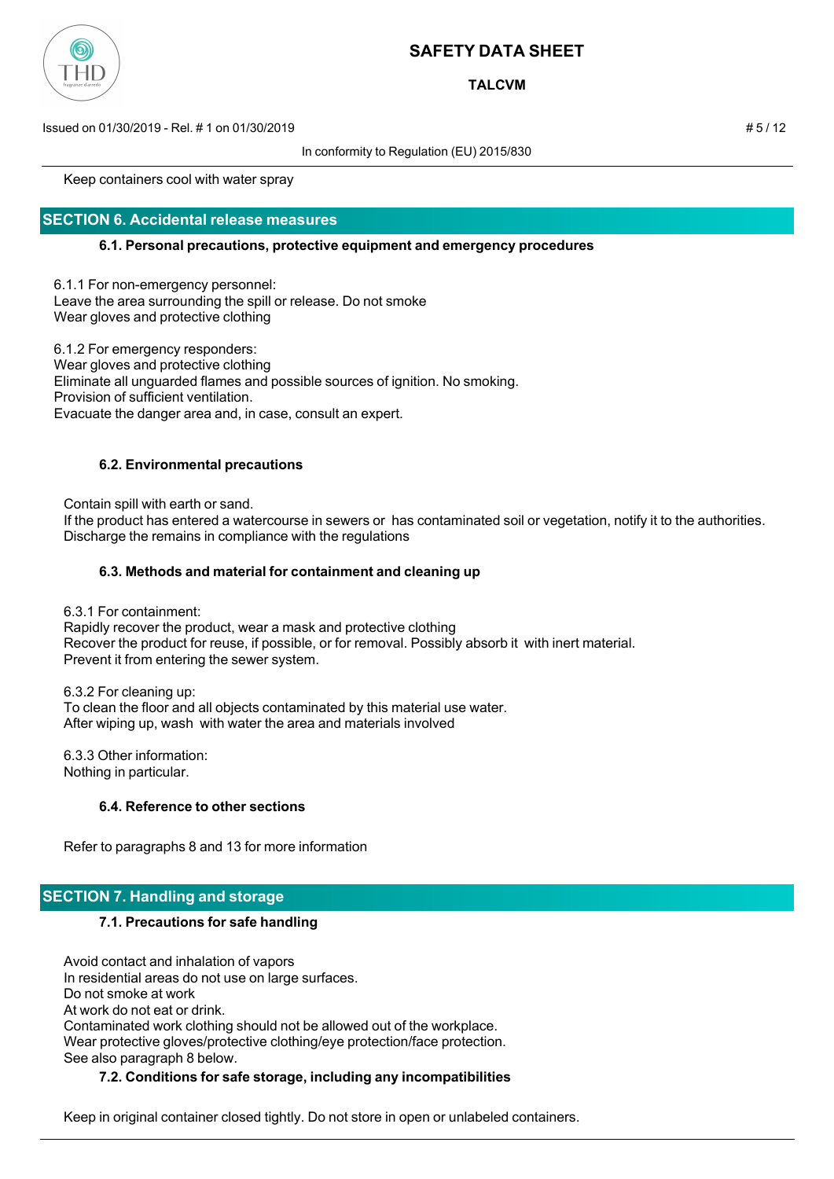Keep containers cool with water spray

## SECTION 6. Accidental release measures

### 6.1. Personal precautions, protective equipment and emergency procedures

6.1.1 For non-emergency personnel:
Leave the area surrounding the spill or release. Do not smoke
Wear gloves and protective clothing

6.1.2 For emergency responders:
Wear gloves and protective clothing
Eliminate all unguarded flames and possible sources of ignition. No smoking.
Provision of sufficient ventilation.
Evacuate the danger area and, in case, consult an expert.

### 6.2. Environmental precautions

Contain spill with earth or sand.
If the product has entered a watercourse in sewers or has contaminated soil or vegetation, notify it to the authorities.
Discharge the remains in compliance with the regulations

### 6.3. Methods and material for containment and cleaning up

6.3.1 For containment:
Rapidly recover the product, wear a mask and protective clothing
Recover the product for reuse, if possible, or for removal. Possibly absorb it with inert material.
Prevent it from entering the sewer system.

6.3.2 For cleaning up:
To clean the floor and all objects contaminated by this material use water.
After wiping up, wash with water the area and materials involved

6.3.3 Other information:
Nothing in particular.

### 6.4. Reference to other sections

Refer to paragraphs 8 and 13 for more information

## SECTION 7. Handling and storage

### 7.1. Precautions for safe handling

Avoid contact and inhalation of vapors
In residential areas do not use on large surfaces.
Do not smoke at work
At work do not eat or drink.
Contaminated work clothing should not be allowed out of the workplace.
Wear protective gloves/protective clothing/eye protection/face protection.
See also paragraph 8 below.

### 7.2. Conditions for safe storage, including any incompatibilities

Keep in original container closed tightly. Do not store in open or unlabeled containers.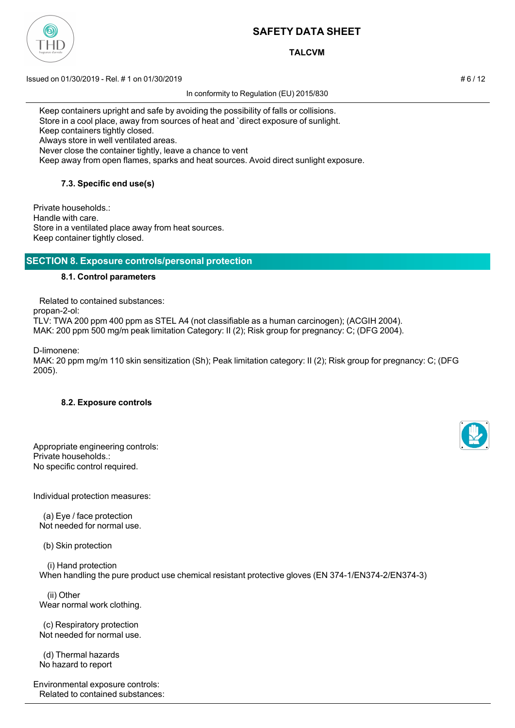Keep containers upright and safe by avoiding the possibility of falls or collisions.
Store in a cool place, away from sources of heat and `direct exposure of sunlight.
Keep containers tightly closed.
Always store in well ventilated areas.
Never close the container tightly, leave a chance to vent
Keep away from open flames, sparks and heat sources. Avoid direct sunlight exposure.

### 7.3. Specific end use(s)

Private households.:
Handle with care.
Store in a ventilated place away from heat sources.
Keep container tightly closed.

## SECTION 8. Exposure controls/personal protection

### 8.1. Control parameters

Related to contained substances:
propan-2-ol:
TLV: TWA 200 ppm 400 ppm as STEL A4 (not classifiable as a human carcinogen); (ACGIH 2004).
MAK: 200 ppm 500 mg/m peak limitation Category: II (2); Risk group for pregnancy: C; (DFG 2004).

D-limonene:
MAK: 20 ppm mg/m 110 skin sensitization (Sh); Peak limitation category: II (2); Risk group for pregnancy: C; (DFG 2005).

### 8.2. Exposure controls

Appropriate engineering controls:
Private households.:
No specific control required.

Individual protection measures:

(a) Eye / face protection
Not needed for normal use.

(b) Skin protection

(i) Hand protection
When handling the pure product use chemical resistant protective gloves (EN 374-1/EN374-2/EN374-3)

(ii) Other
Wear normal work clothing.

(c) Respiratory protection
Not needed for normal use.

(d) Thermal hazards
No hazard to report

Environmental exposure controls:
Related to contained substances: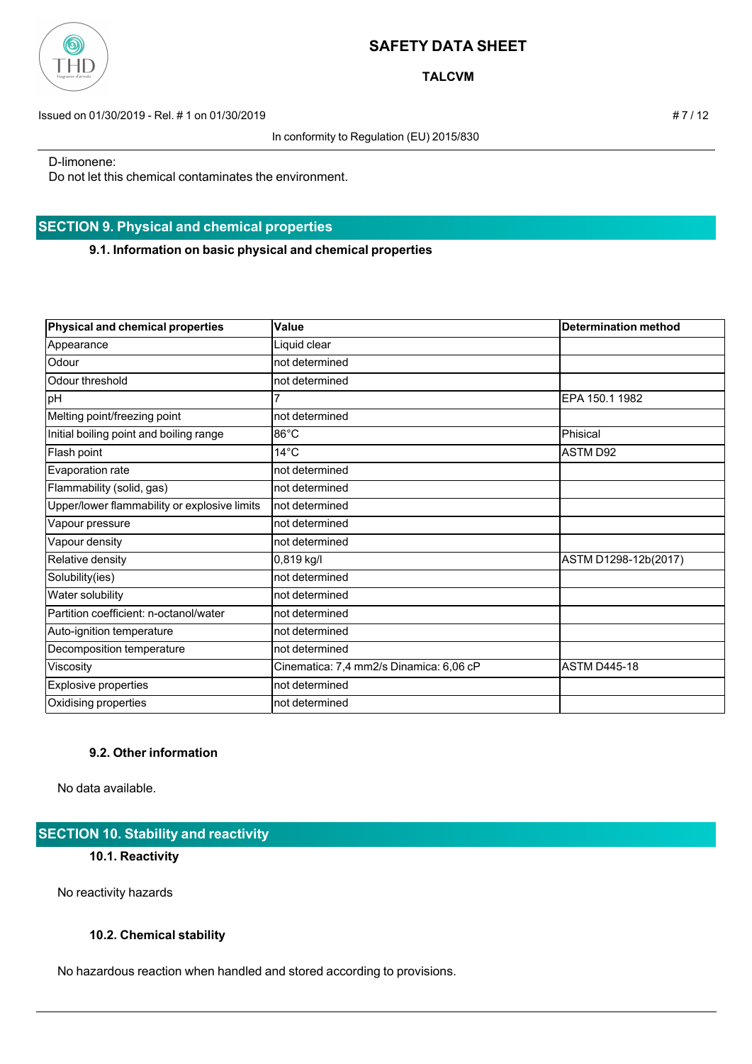D-limonene:
Do not let this chemical contaminates the environment.

## SECTION 9. Physical and chemical properties

### 9.1. Information on basic physical and chemical properties

| Physical and chemical properties | Value | Determination method |
| --- | --- | --- |
| Appearance | Liquid clear | |
| Odour | not determined | |
| Odour threshold | not determined | |
| pH | 7 | EPA 150.1 1982 |
| Melting point/freezing point | not determined | |
| Initial boiling point and boiling range | 86°C | Phisical |
| Flash point | 14°C | ASTM D92 |
| Evaporation rate | not determined | |
| Flammability (solid, gas) | not determined | |
| Upper/lower flammability or explosive limits | not determined | |
| Vapour pressure | not determined | |
| Vapour density | not determined | |
| Relative density | 0,819 kg/l | ASTM D1298-12b(2017) |
| Solubility(ies) | not determined | |
| Water solubility | not determined | |
| Partition coefficient: n-octanol/water | not determined | |
| Auto-ignition temperature | not determined | |
| Decomposition temperature | not determined | |
| Viscosity | Cinematica: 7,4 mm2/s Dinamica: 6,06 cP | ASTM D445-18 |
| Explosive properties | not determined | |
| Oxidising properties | not determined | |

### 9.2. Other information

No data available.

## SECTION 10. Stability and reactivity

### 10.1. Reactivity

No reactivity hazards

### 10.2. Chemical stability

No hazardous reaction when handled and stored according to provisions.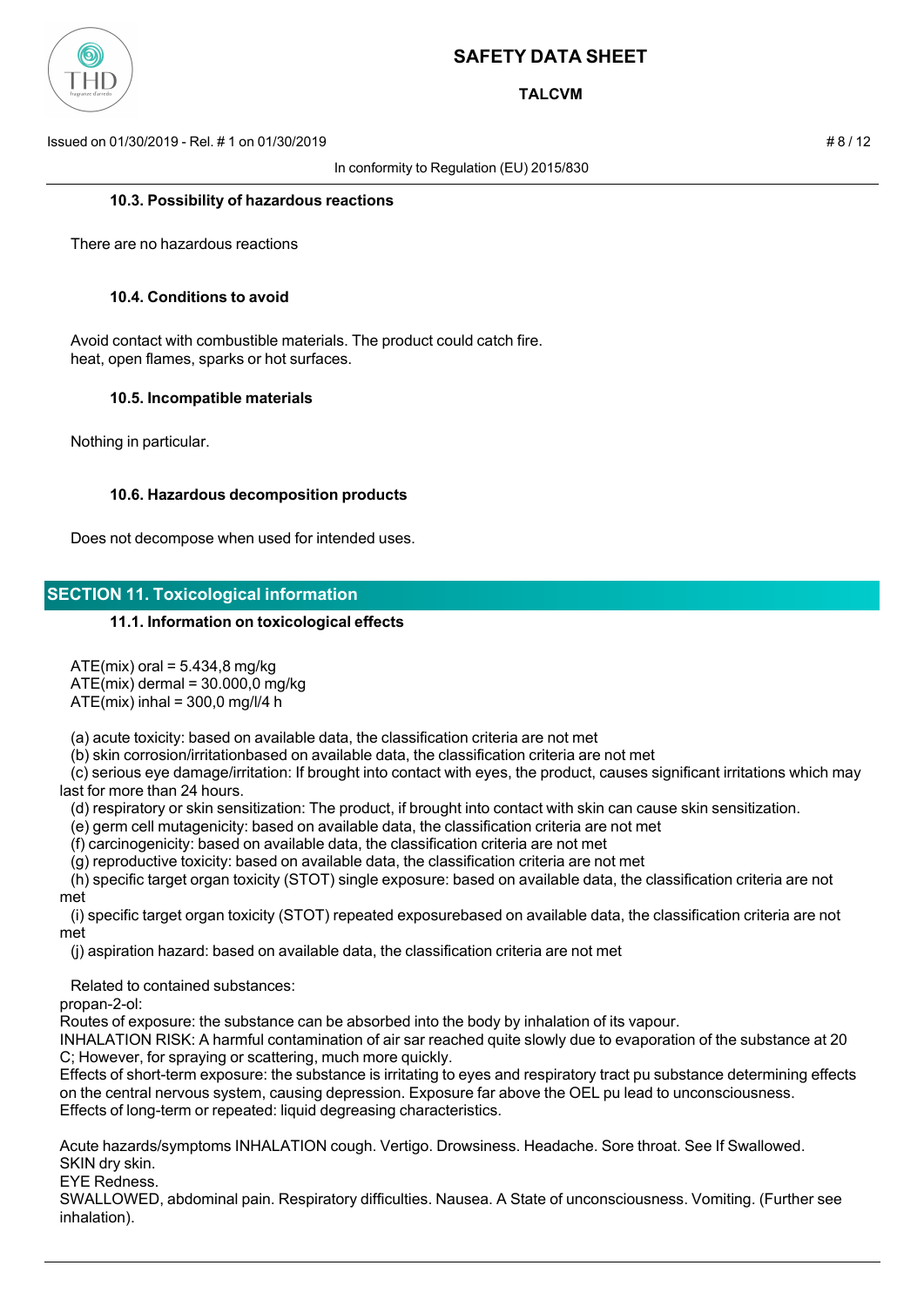### 10.3. Possibility of hazardous reactions

There are no hazardous reactions

### 10.4. Conditions to avoid

Avoid contact with combustible materials. The product could catch fire.
heat, open flames, sparks or hot surfaces.

### 10.5. Incompatible materials

Nothing in particular.

### 10.6. Hazardous decomposition products

Does not decompose when used for intended uses.

## SECTION 11. Toxicological information

### 11.1. Information on toxicological effects

ATE(mix) oral = 5.434,8 mg/kg
ATE(mix) dermal = 30.000,0 mg/kg
ATE(mix) inhal = 300,0 mg/l/4 h

(a) acute toxicity: based on available data, the classification criteria are not met
(b) skin corrosion/irritationbased on available data, the classification criteria are not met
(c) serious eye damage/irritation: If brought into contact with eyes, the product, causes significant irritations which may last for more than 24 hours.
(d) respiratory or skin sensitization: The product, if brought into contact with skin can cause skin sensitization.
(e) germ cell mutagenicity: based on available data, the classification criteria are not met
(f) carcinogenicity: based on available data, the classification criteria are not met
(g) reproductive toxicity: based on available data, the classification criteria are not met
(h) specific target organ toxicity (STOT) single exposure: based on available data, the classification criteria are not met
(i) specific target organ toxicity (STOT) repeated exposurebased on available data, the classification criteria are not met
(j) aspiration hazard: based on available data, the classification criteria are not met

Related to contained substances:
propan-2-ol:
Routes of exposure: the substance can be absorbed into the body by inhalation of its vapour.
INHALATION RISK: A harmful contamination of air sar reached quite slowly due to evaporation of the substance at 20 C; However, for spraying or scattering, much more quickly.
Effects of short-term exposure: the substance is irritating to eyes and respiratory tract pu substance determining effects on the central nervous system, causing depression. Exposure far above the OEL pu lead to unconsciousness.
Effects of long-term or repeated: liquid degreasing characteristics.

Acute hazards/symptoms INHALATION cough. Vertigo. Drowsiness. Headache. Sore throat. See If Swallowed.
SKIN dry skin.
EYE Redness.
SWALLOWED, abdominal pain. Respiratory difficulties. Nausea. A State of unconsciousness. Vomiting. (Further see inhalation).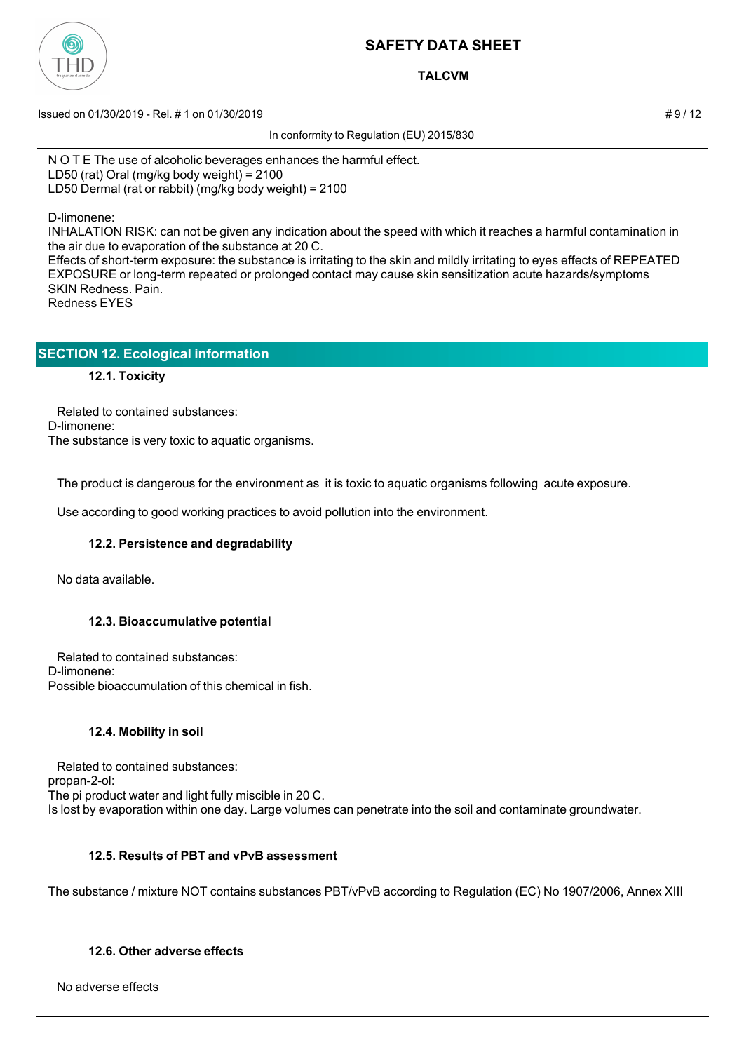N O T E The use of alcoholic beverages enhances the harmful effect.
LD50 (rat) Oral (mg/kg body weight) = 2100
LD50 Dermal (rat or rabbit) (mg/kg body weight) = 2100

D-limonene:
INHALATION RISK: can not be given any indication about the speed with which it reaches a harmful contamination in the air due to evaporation of the substance at 20 C.
Effects of short-term exposure: the substance is irritating to the skin and mildly irritating to eyes effects of REPEATED EXPOSURE or long-term repeated or prolonged contact may cause skin sensitization acute hazards/symptoms SKIN Redness. Pain.
Redness EYES

## SECTION 12. Ecological information

### 12.1. Toxicity

Related to contained substances:
D-limonene:
The substance is very toxic to aquatic organisms.

The product is dangerous for the environment as it is toxic to aquatic organisms following acute exposure.

Use according to good working practices to avoid pollution into the environment.

### 12.2. Persistence and degradability

No data available.

### 12.3. Bioaccumulative potential

Related to contained substances:
D-limonene:
Possible bioaccumulation of this chemical in fish.

### 12.4. Mobility in soil

Related to contained substances:
propan-2-ol:
The pi product water and light fully miscible in 20 C.
Is lost by evaporation within one day. Large volumes can penetrate into the soil and contaminate groundwater.

### 12.5. Results of PBT and vPvB assessment

The substance / mixture NOT contains substances PBT/vPvB according to Regulation (EC) No 1907/2006, Annex XIII

### 12.6. Other adverse effects

No adverse effects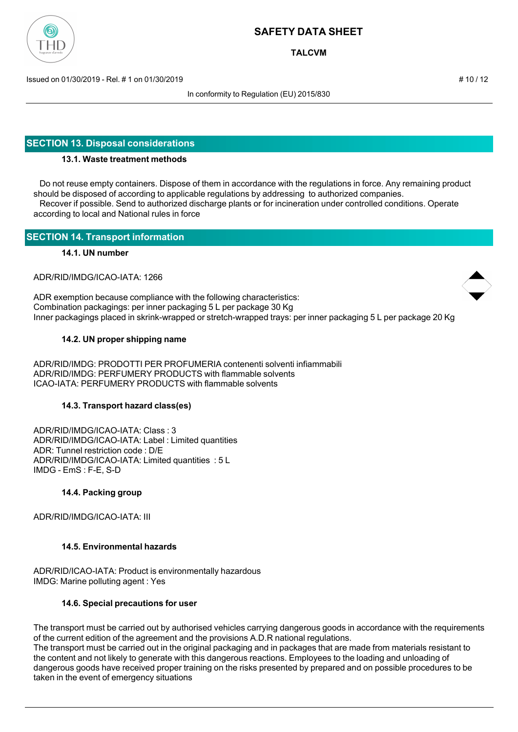## SECTION 13. Disposal considerations

### 13.1. Waste treatment methods

Do not reuse empty containers. Dispose of them in accordance with the regulations in force. Any remaining product should be disposed of according to applicable regulations by addressing to authorized companies.
Recover if possible. Send to authorized discharge plants or for incineration under controlled conditions. Operate according to local and National rules in force

## SECTION 14. Transport information

### 14.1. UN number

ADR/RID/IMDG/ICAO-IATA: 1266

ADR exemption because compliance with the following characteristics:
Combination packagings: per inner packaging 5 L per package 30 Kg
Inner packagings placed in skrink-wrapped or stretch-wrapped trays: per inner packaging 5 L per package 20 Kg

### 14.2. UN proper shipping name

ADR/RID/IMDG: PRODOTTI PER PROFUMERIA contenenti solventi infiammabili
ADR/RID/IMDG: PERFUMERY PRODUCTS with flammable solvents
ICAO-IATA: PERFUMERY PRODUCTS with flammable solvents

### 14.3. Transport hazard class(es)

ADR/RID/IMDG/ICAO-IATA: Class : 3
ADR/RID/IMDG/ICAO-IATA: Label : Limited quantities
ADR: Tunnel restriction code : D/E
ADR/RID/IMDG/ICAO-IATA: Limited quantities : 5 L
IMDG - EmS : F-E, S-D

### 14.4. Packing group

ADR/RID/IMDG/ICAO-IATA: III

### 14.5. Environmental hazards

ADR/RID/ICAO-IATA: Product is environmentally hazardous
IMDG: Marine polluting agent : Yes

### 14.6. Special precautions for user

The transport must be carried out by authorised vehicles carrying dangerous goods in accordance with the requirements of the current edition of the agreement and the provisions A.D.R national regulations.
The transport must be carried out in the original packaging and in packages that are made from materials resistant to the content and not likely to generate with this dangerous reactions. Employees to the loading and unloading of dangerous goods have received proper training on the risks presented by prepared and on possible procedures to be taken in the event of emergency situations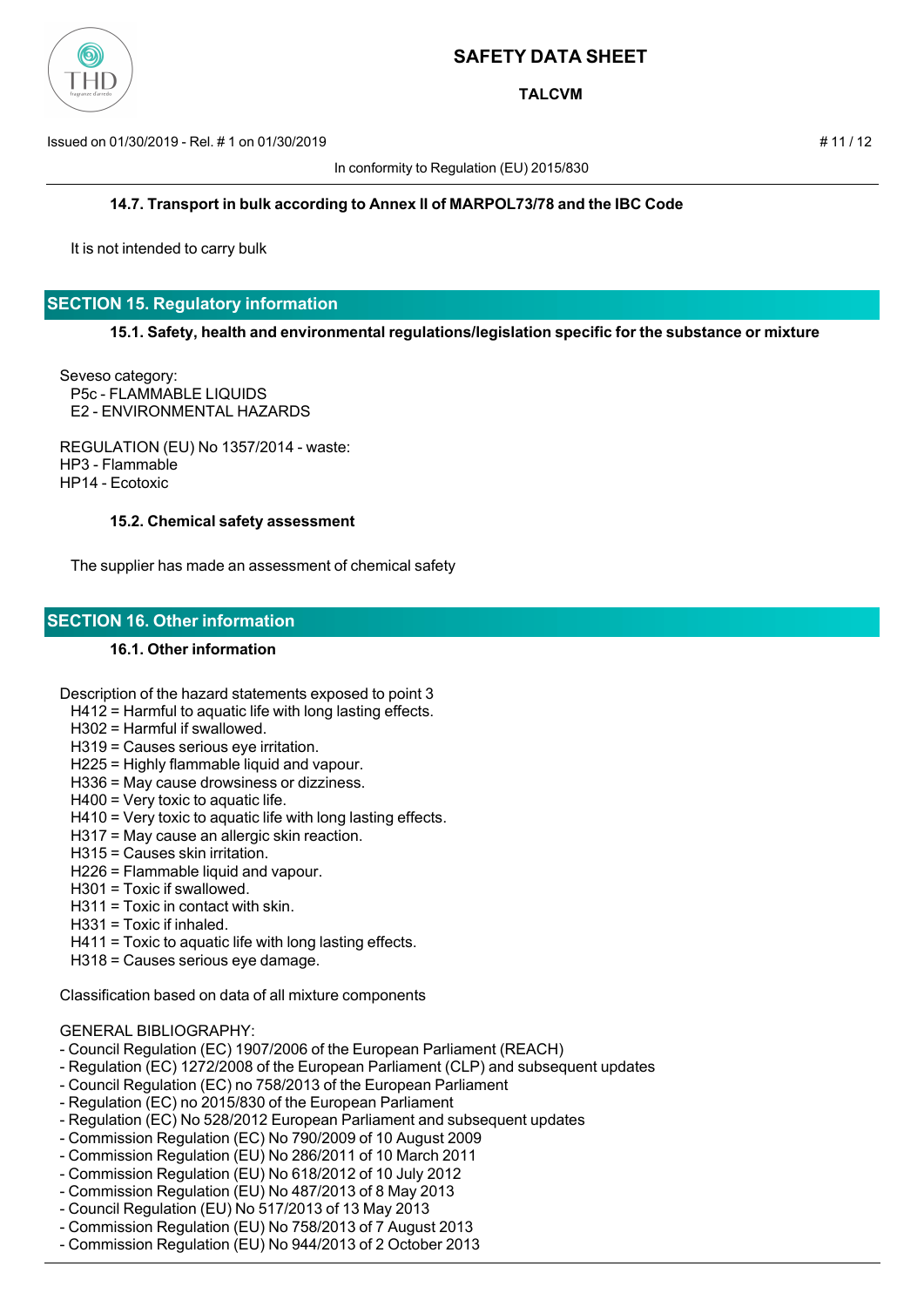### 14.7. Transport in bulk according to Annex II of MARPOL73/78 and the IBC Code

It is not intended to carry bulk

## SECTION 15. Regulatory information

### 15.1. Safety, health and environmental regulations/legislation specific for the substance or mixture

Seveso category:
P5c - FLAMMABLE LIQUIDS
E2 - ENVIRONMENTAL HAZARDS

REGULATION (EU) No 1357/2014 - waste:
HP3 - Flammable
HP14 - Ecotoxic

### 15.2. Chemical safety assessment

The supplier has made an assessment of chemical safety

## SECTION 16. Other information

### 16.1. Other information

Description of the hazard statements exposed to point 3
H412 = Harmful to aquatic life with long lasting effects.
H302 = Harmful if swallowed.
H319 = Causes serious eye irritation.
H225 = Highly flammable liquid and vapour.
H336 = May cause drowsiness or dizziness.
H400 = Very toxic to aquatic life.
H410 = Very toxic to aquatic life with long lasting effects.
H317 = May cause an allergic skin reaction.
H315 = Causes skin irritation.
H226 = Flammable liquid and vapour.
H301 = Toxic if swallowed.
H311 = Toxic in contact with skin.
H331 = Toxic if inhaled.
H411 = Toxic to aquatic life with long lasting effects.
H318 = Causes serious eye damage.

Classification based on data of all mixture components

GENERAL BIBLIOGRAPHY:
- Council Regulation (EC) 1907/2006 of the European Parliament (REACH)
- Regulation (EC) 1272/2008 of the European Parliament (CLP) and subsequent updates
- Council Regulation (EC) no 758/2013 of the European Parliament
- Regulation (EC) no 2015/830 of the European Parliament
- Regulation (EC) No 528/2012 European Parliament and subsequent updates
- Commission Regulation (EC) No 790/2009 of 10 August 2009
- Commission Regulation (EU) No 286/2011 of 10 March 2011
- Commission Regulation (EU) No 618/2012 of 10 July 2012
- Commission Regulation (EU) No 487/2013 of 8 May 2013
- Council Regulation (EU) No 517/2013 of 13 May 2013
- Commission Regulation (EU) No 758/2013 of 7 August 2013
- Commission Regulation (EU) No 944/2013 of 2 October 2013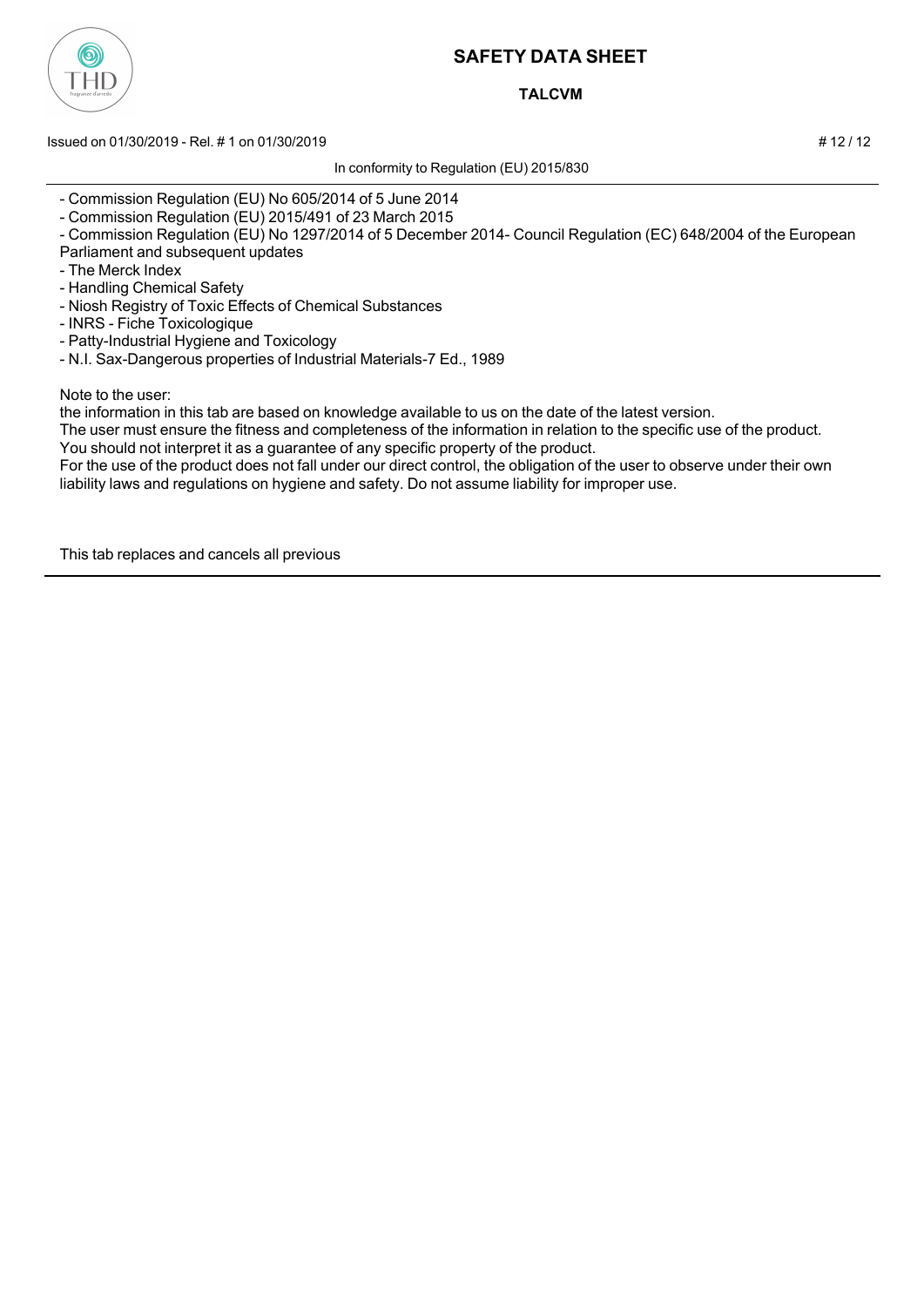- Commission Regulation (EU) No 605/2014 of 5 June 2014
- Commission Regulation (EU) 2015/491 of 23 March 2015
- Commission Regulation (EU) No 1297/2014 of 5 December 2014- Council Regulation (EC) 648/2004 of the European Parliament and subsequent updates
- The Merck Index
- Handling Chemical Safety
- Niosh Registry of Toxic Effects of Chemical Substances
- INRS - Fiche Toxicologique
- Patty-Industrial Hygiene and Toxicology
- N.I. Sax-Dangerous properties of Industrial Materials-7 Ed., 1989

Note to the user:
the information in this tab are based on knowledge available to us on the date of the latest version.
The user must ensure the fitness and completeness of the information in relation to the specific use of the product.
You should not interpret it as a guarantee of any specific property of the product.
For the use of the product does not fall under our direct control, the obligation of the user to observe under their own liability laws and regulations on hygiene and safety. Do not assume liability for improper use.

This tab replaces and cancels all previous